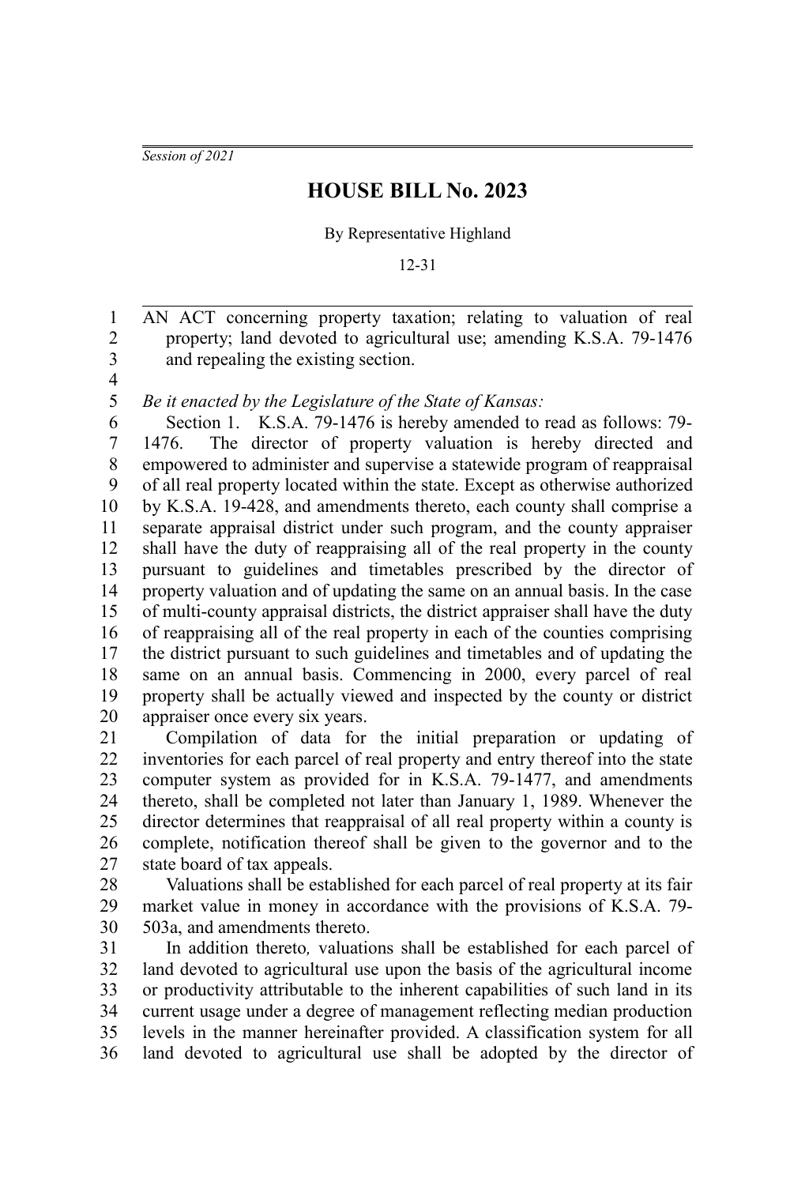*Session of 2021*

# HOUSE BILL No. 2023

By Representative Highland

12-31

AN ACT concerning property taxation; relating to valuation of real property; land devoted to agricultural use; amending K.S.A. 79-1476 and repealing the existing section.

*Be it enacted by the Legislature of the State of Kansas:*

Section 1. K.S.A. 79-1476 is hereby amended to read as follows: 79-1476. The director of property valuation is hereby directed and empowered to administer and supervise a statewide program of reappraisal of all real property located within the state. Except as otherwise authorized by K.S.A. 19-428, and amendments thereto, each county shall comprise a separate appraisal district under such program, and the county appraiser shall have the duty of reappraising all of the real property in the county pursuant to guidelines and timetables prescribed by the director of property valuation and of updating the same on an annual basis. In the case of multi-county appraisal districts, the district appraiser shall have the duty of reappraising all of the real property in each of the counties comprising the district pursuant to such guidelines and timetables and of updating the same on an annual basis. Commencing in 2000, every parcel of real property shall be actually viewed and inspected by the county or district appraiser once every six years.

Compilation of data for the initial preparation or updating of inventories for each parcel of real property and entry thereof into the state computer system as provided for in K.S.A. 79-1477, and amendments thereto, shall be completed not later than January 1, 1989. Whenever the director determines that reappraisal of all real property within a county is complete, notification thereof shall be given to the governor and to the state board of tax appeals.

Valuations shall be established for each parcel of real property at its fair market value in money in accordance with the provisions of K.S.A. 79-503a, and amendments thereto.

In addition thereto*,* valuations shall be established for each parcel of land devoted to agricultural use upon the basis of the agricultural income or productivity attributable to the inherent capabilities of such land in its current usage under a degree of management reflecting median production levels in the manner hereinafter provided. A classification system for all land devoted to agricultural use shall be adopted by the director of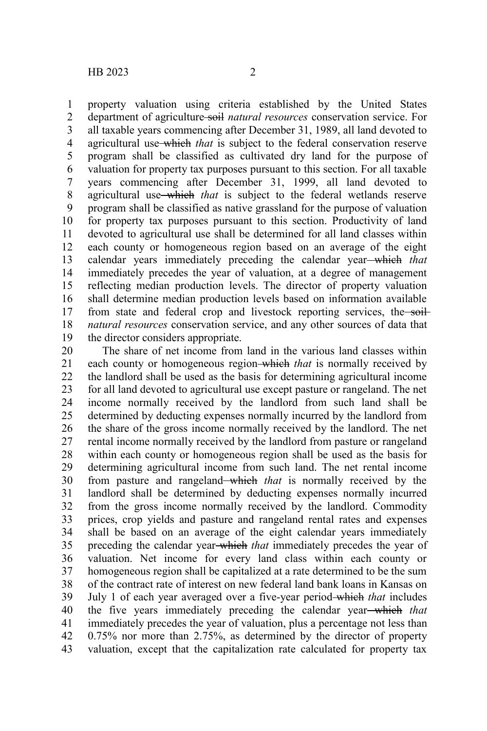property valuation using criteria established by the United States department of agriculture ~~soil~~ *natural resources* conservation service. For all taxable years commencing after December 31, 1989, all land devoted to agricultural use ~~which~~ *that* is subject to the federal conservation reserve program shall be classified as cultivated dry land for the purpose of valuation for property tax purposes pursuant to this section. For all taxable years commencing after December 31, 1999, all land devoted to agricultural use ~~which~~ *that* is subject to the federal wetlands reserve program shall be classified as native grassland for the purpose of valuation for property tax purposes pursuant to this section. Productivity of land devoted to agricultural use shall be determined for all land classes within each county or homogeneous region based on an average of the eight calendar years immediately preceding the calendar year ~~which~~ *that* immediately precedes the year of valuation, at a degree of management reflecting median production levels. The director of property valuation shall determine median production levels based on information available from state and federal crop and livestock reporting services, the ~~soil~~ *natural resources* conservation service, and any other sources of data that the director considers appropriate.

The share of net income from land in the various land classes within each county or homogeneous region ~~which~~ *that* is normally received by the landlord shall be used as the basis for determining agricultural income for all land devoted to agricultural use except pasture or rangeland. The net income normally received by the landlord from such land shall be determined by deducting expenses normally incurred by the landlord from the share of the gross income normally received by the landlord. The net rental income normally received by the landlord from pasture or rangeland within each county or homogeneous region shall be used as the basis for determining agricultural income from such land. The net rental income from pasture and rangeland ~~which~~ *that* is normally received by the landlord shall be determined by deducting expenses normally incurred from the gross income normally received by the landlord. Commodity prices, crop yields and pasture and rangeland rental rates and expenses shall be based on an average of the eight calendar years immediately preceding the calendar year ~~which~~ *that* immediately precedes the year of valuation. Net income for every land class within each county or homogeneous region shall be capitalized at a rate determined to be the sum of the contract rate of interest on new federal land bank loans in Kansas on July 1 of each year averaged over a five-year period ~~which~~ *that* includes the five years immediately preceding the calendar year ~~which~~ *that* immediately precedes the year of valuation, plus a percentage not less than 0.75% nor more than 2.75%, as determined by the director of property valuation, except that the capitalization rate calculated for property tax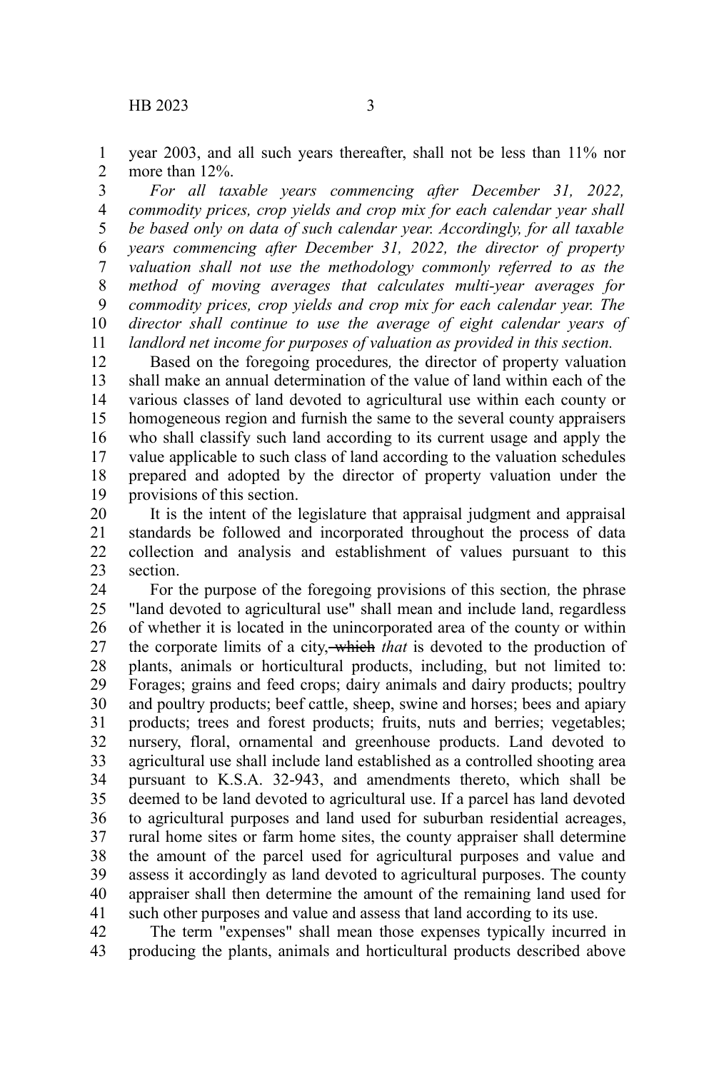year 2003, and all such years thereafter, shall not be less than 11% nor more than 12%.

*For all taxable years commencing after December 31, 2022, commodity prices, crop yields and crop mix for each calendar year shall be based only on data of such calendar year. Accordingly, for all taxable years commencing after December 31, 2022, the director of property valuation shall not use the methodology commonly referred to as the method of moving averages that calculates multi-year averages for commodity prices, crop yields and crop mix for each calendar year. The director shall continue to use the average of eight calendar years of landlord net income for purposes of valuation as provided in this section.*

Based on the foregoing procedures, the director of property valuation shall make an annual determination of the value of land within each of the various classes of land devoted to agricultural use within each county or homogeneous region and furnish the same to the several county appraisers who shall classify such land according to its current usage and apply the value applicable to such class of land according to the valuation schedules prepared and adopted by the director of property valuation under the provisions of this section.

It is the intent of the legislature that appraisal judgment and appraisal standards be followed and incorporated throughout the process of data collection and analysis and establishment of values pursuant to this section.

For the purpose of the foregoing provisions of this section, the phrase "land devoted to agricultural use" shall mean and include land, regardless of whether it is located in the unincorporated area of the county or within the corporate limits of a city, ~~which~~ *that* is devoted to the production of plants, animals or horticultural products, including, but not limited to: Forages; grains and feed crops; dairy animals and dairy products; poultry and poultry products; beef cattle, sheep, swine and horses; bees and apiary products; trees and forest products; fruits, nuts and berries; vegetables; nursery, floral, ornamental and greenhouse products. Land devoted to agricultural use shall include land established as a controlled shooting area pursuant to K.S.A. 32-943, and amendments thereto, which shall be deemed to be land devoted to agricultural use. If a parcel has land devoted to agricultural purposes and land used for suburban residential acreages, rural home sites or farm home sites, the county appraiser shall determine the amount of the parcel used for agricultural purposes and value and assess it accordingly as land devoted to agricultural purposes. The county appraiser shall then determine the amount of the remaining land used for such other purposes and value and assess that land according to its use.

The term "expenses" shall mean those expenses typically incurred in producing the plants, animals and horticultural products described above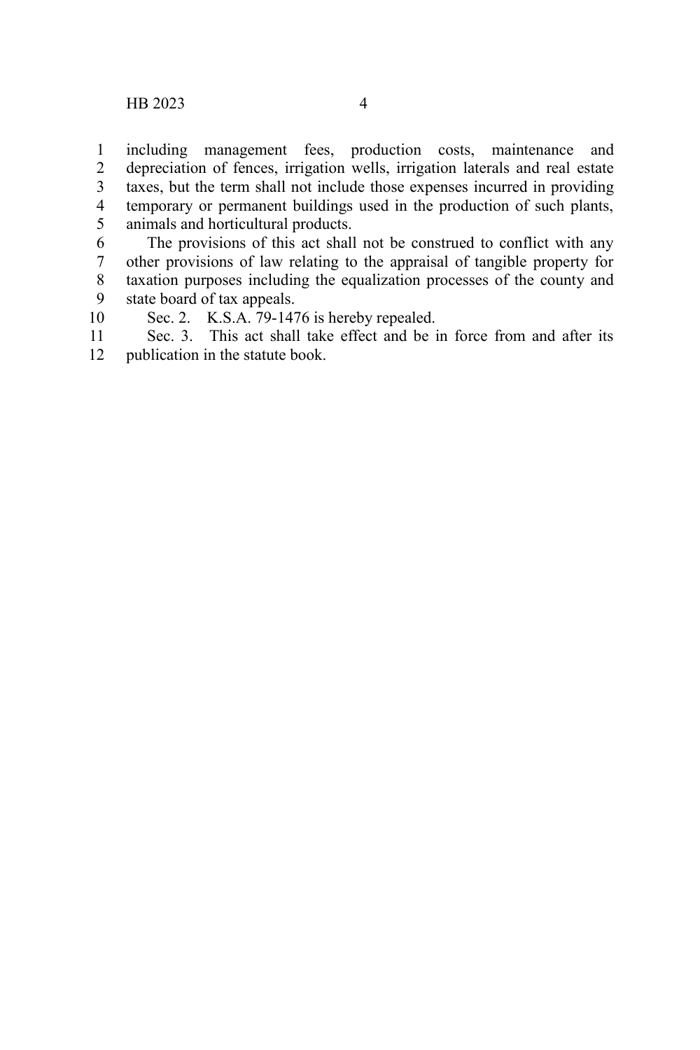including management fees, production costs, maintenance and depreciation of fences, irrigation wells, irrigation laterals and real estate taxes, but the term shall not include those expenses incurred in providing temporary or permanent buildings used in the production of such plants, animals and horticultural products.

The provisions of this act shall not be construed to conflict with any other provisions of law relating to the appraisal of tangible property for taxation purposes including the equalization processes of the county and state board of tax appeals.

Sec. 2. K.S.A. 79-1476 is hereby repealed.

Sec. 3. This act shall take effect and be in force from and after its publication in the statute book.